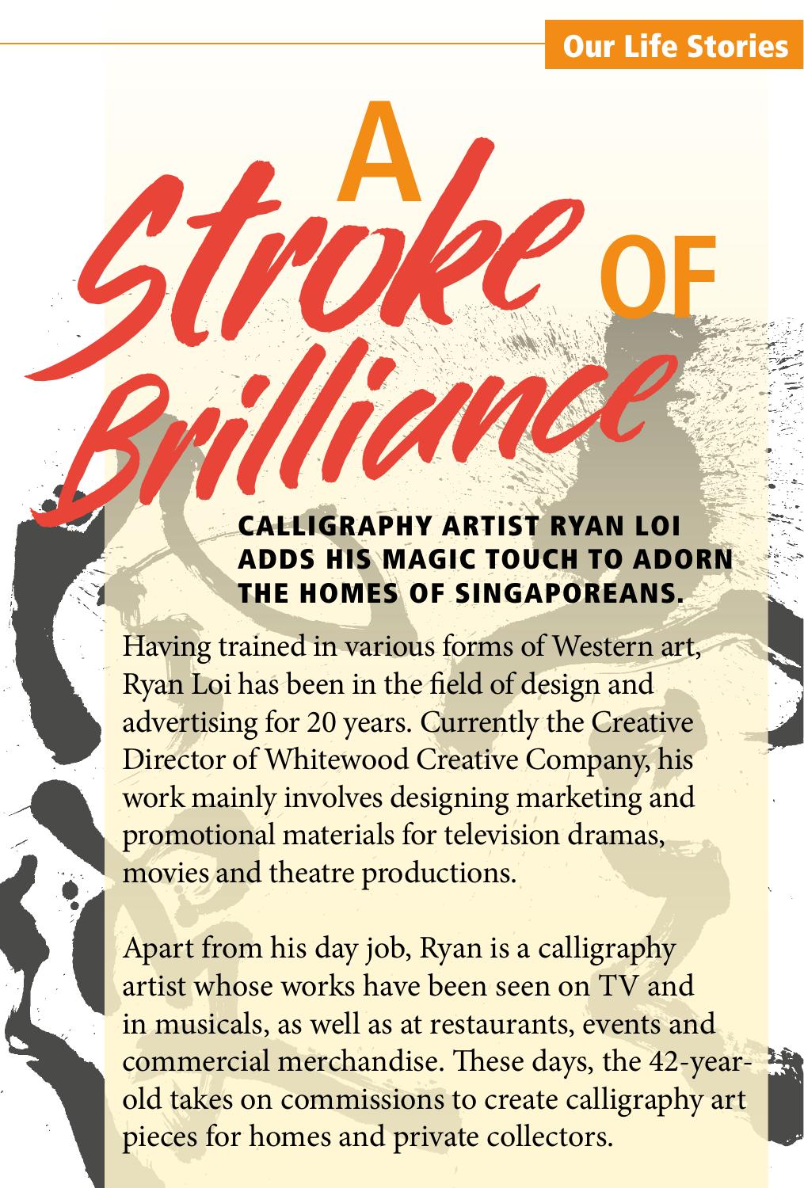Our Life Stories

# A Stroke of Brilliance

**CALLIGRAPHY ARTIST RYAN LOI ADDS HIS MAGIC TOUCH TO ADORN THE HOMES OF SINGAPOREANS.**

Having trained in various forms of Western art, Ryan Loi has been in the field of design and advertising for 20 years. Currently the Creative Director of Whitewood Creative Company, his work mainly involves designing marketing and promotional materials for television dramas, movies and theatre productions.

Apart from his day job, Ryan is a calligraphy artist whose works have been seen on TV and in musicals, as well as at restaurants, events and commercial merchandise. These days, the 42-year-old takes on commissions to create calligraphy art pieces for homes and private collectors.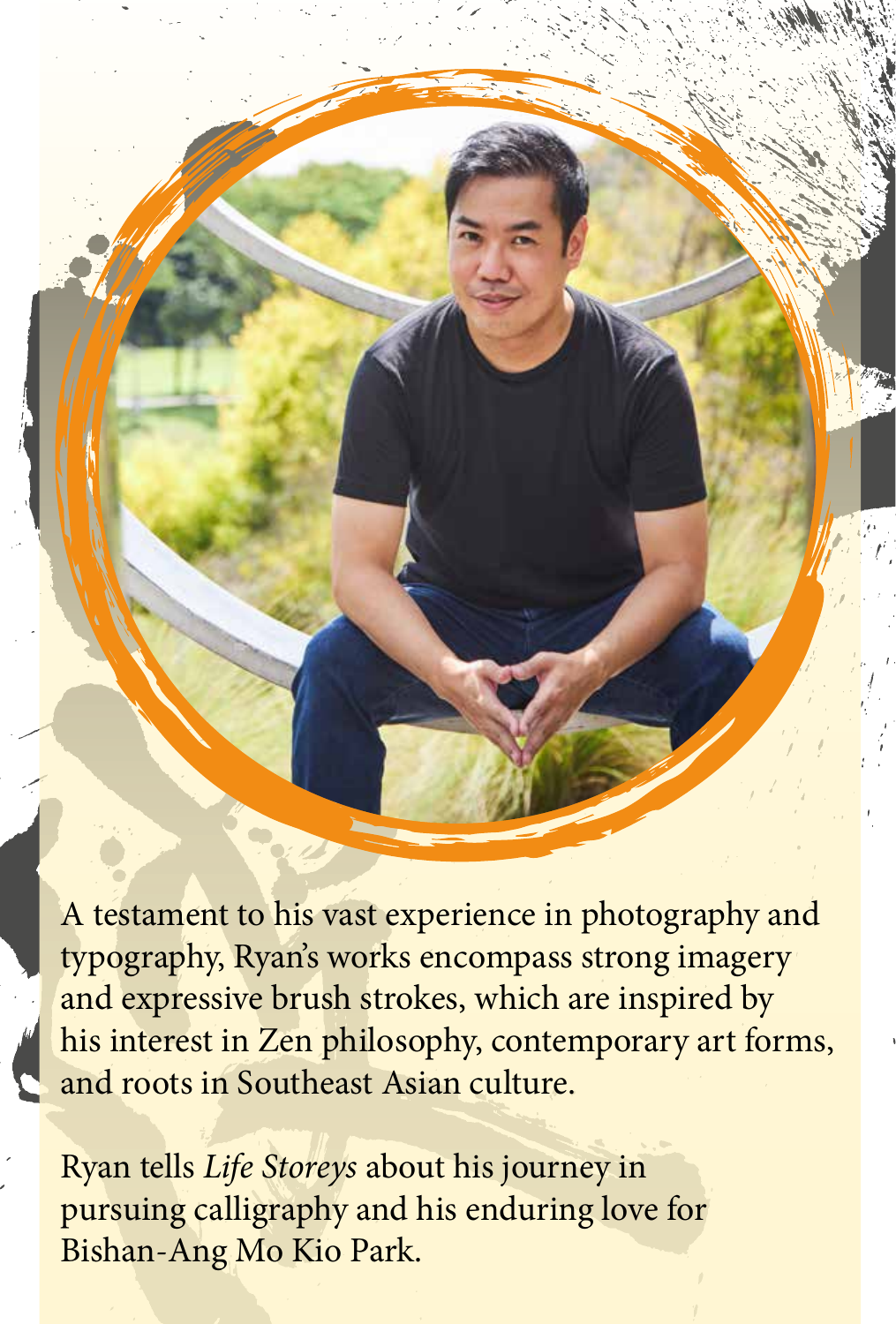A testament to his vast experience in photography and typography, Ryan's works encompass strong imagery and expressive brush strokes, which are inspired by his interest in Zen philosophy, contemporary art forms, and roots in Southeast Asian culture.

Ryan tells *Life Storeys* about his journey in pursuing calligraphy and his enduring love for Bishan-Ang Mo Kio Park.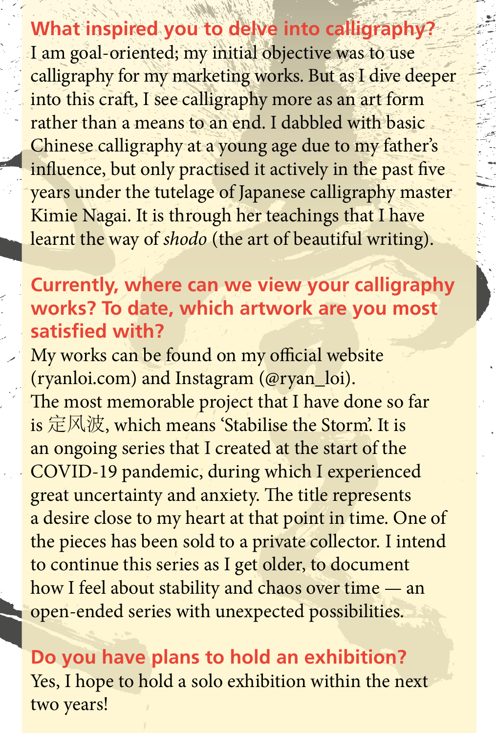## What inspired you to delve into calligraphy?

I am goal-oriented; my initial objective was to use calligraphy for my marketing works. But as I dive deeper into this craft, I see calligraphy more as an art form rather than a means to an end. I dabbled with basic Chinese calligraphy at a young age due to my father's influence, but only practised it actively in the past five years under the tutelage of Japanese calligraphy master Kimie Nagai. It is through her teachings that I have learnt the way of *shodo* (the art of beautiful writing).

## Currently, where can we view your calligraphy works? To date, which artwork are you most satisfied with?

My works can be found on my official website (ryanloi.com) and Instagram (@ryan_loi).
The most memorable project that I have done so far is 定风波, which means 'Stabilise the Storm'. It is an ongoing series that I created at the start of the COVID-19 pandemic, during which I experienced great uncertainty and anxiety. The title represents a desire close to my heart at that point in time. One of the pieces has been sold to a private collector. I intend to continue this series as I get older, to document how I feel about stability and chaos over time — an open-ended series with unexpected possibilities.

## Do you have plans to hold an exhibition?

Yes, I hope to hold a solo exhibition within the next two years!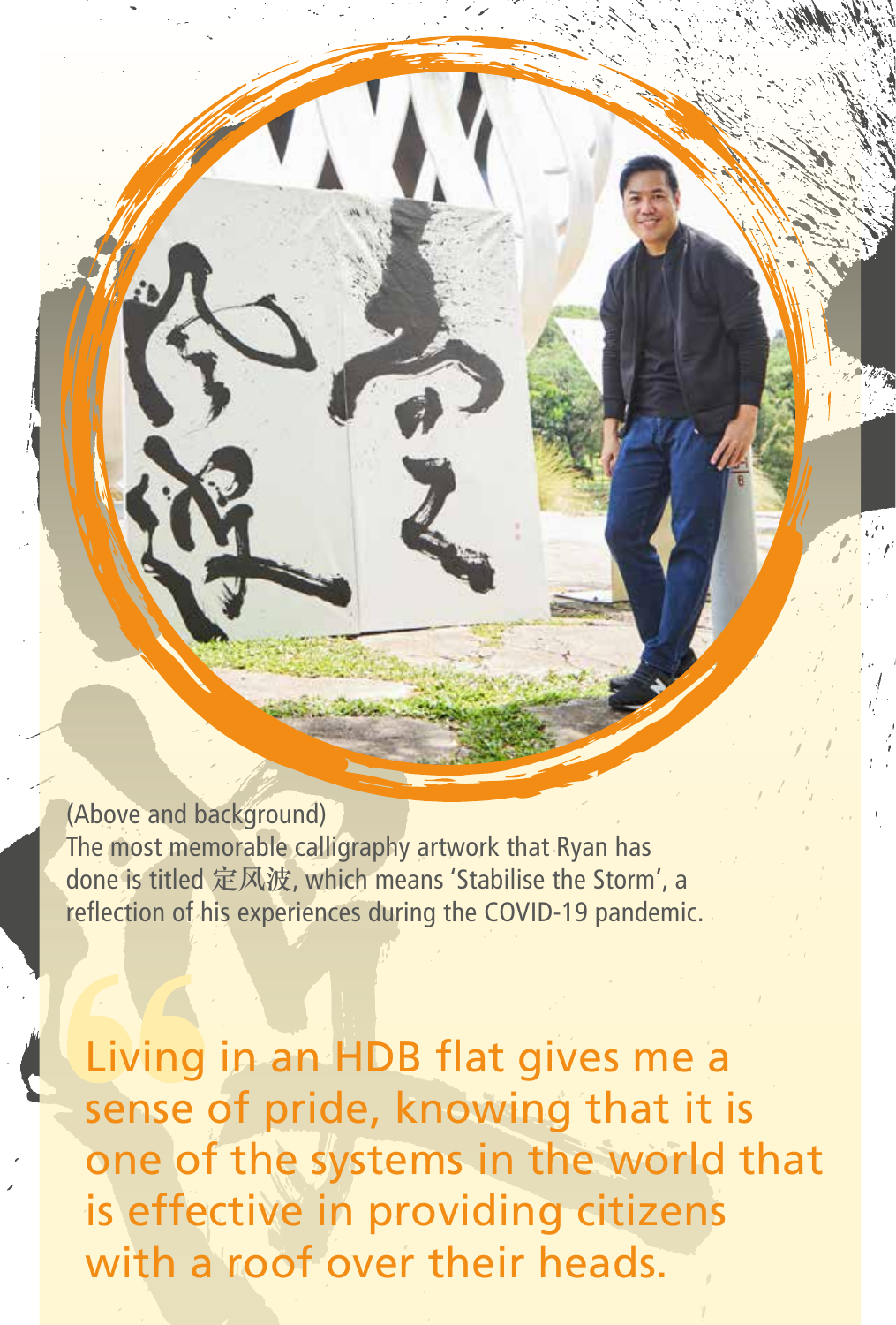(Above and background)
The most memorable calligraphy artwork that Ryan has done is titled 定风波, which means 'Stabilise the Storm', a reflection of his experiences during the COVID-19 pandemic.

> Living in an HDB flat gives me a sense of pride, knowing that it is one of the systems in the world that is effective in providing citizens with a roof over their heads.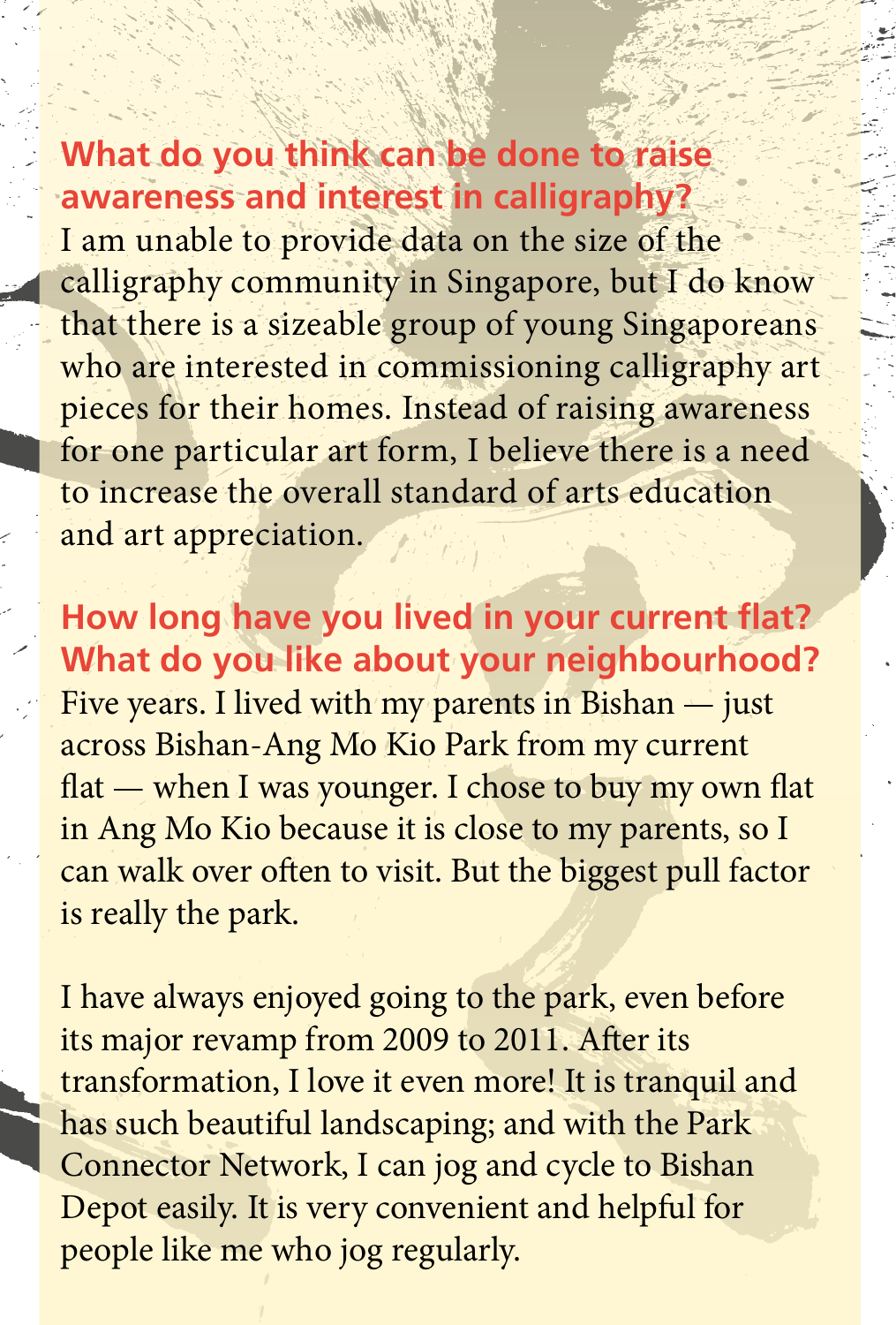**What do you think can be done to raise awareness and interest in calligraphy?**

I am unable to provide data on the size of the calligraphy community in Singapore, but I do know that there is a sizeable group of young Singaporeans who are interested in commissioning calligraphy art pieces for their homes. Instead of raising awareness for one particular art form, I believe there is a need to increase the overall standard of arts education and art appreciation.

**How long have you lived in your current flat? What do you like about your neighbourhood?**

Five years. I lived with my parents in Bishan — just across Bishan-Ang Mo Kio Park from my current flat — when I was younger. I chose to buy my own flat in Ang Mo Kio because it is close to my parents, so I can walk over often to visit. But the biggest pull factor is really the park.

I have always enjoyed going to the park, even before its major revamp from 2009 to 2011. After its transformation, I love it even more! It is tranquil and has such beautiful landscaping; and with the Park Connector Network, I can jog and cycle to Bishan Depot easily. It is very convenient and helpful for people like me who jog regularly.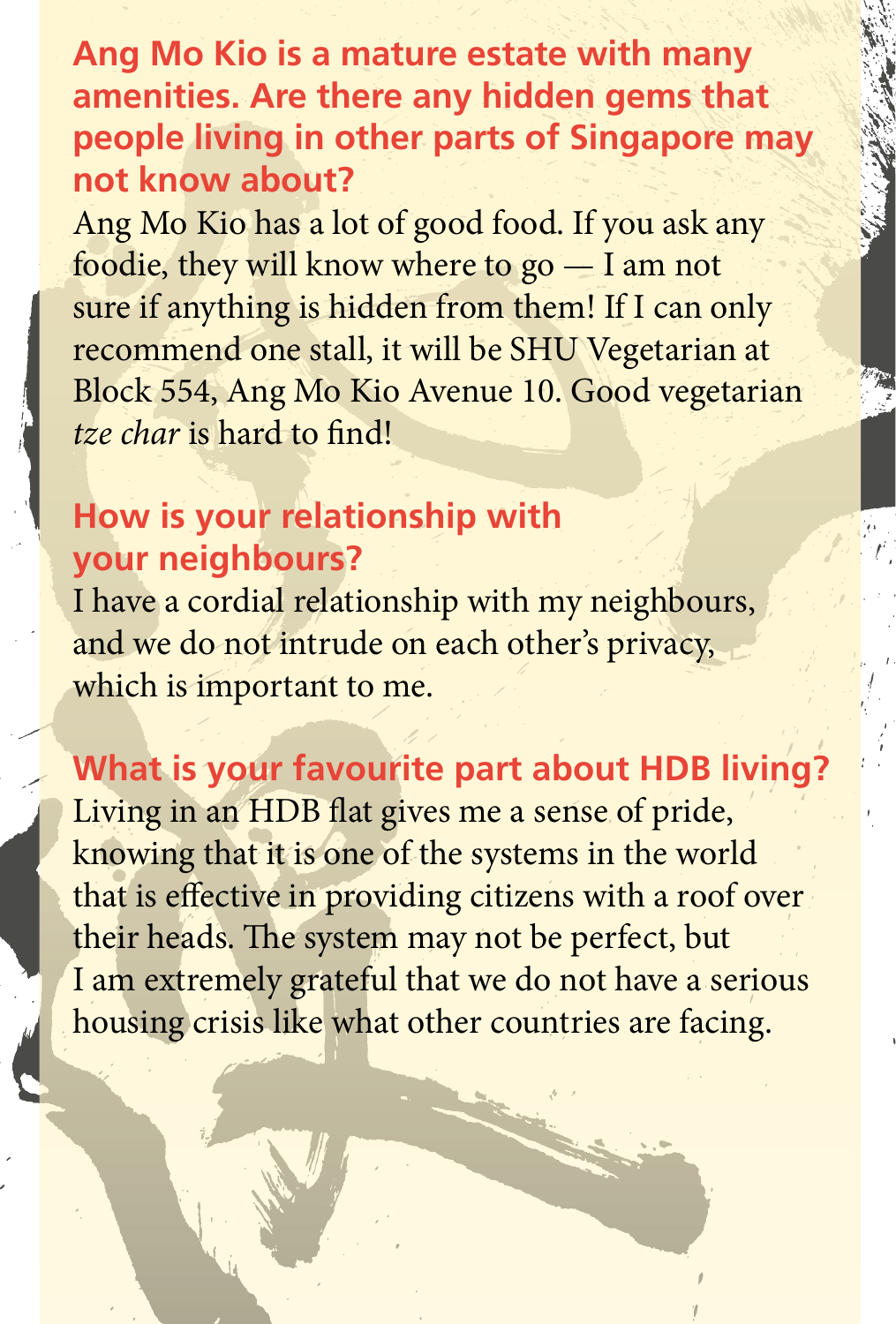**Ang Mo Kio is a mature estate with many amenities. Are there any hidden gems that people living in other parts of Singapore may not know about?**

Ang Mo Kio has a lot of good food. If you ask any foodie, they will know where to go — I am not sure if anything is hidden from them! If I can only recommend one stall, it will be SHU Vegetarian at Block 554, Ang Mo Kio Avenue 10. Good vegetarian *tze char* is hard to find!

**How is your relationship with your neighbours?**

I have a cordial relationship with my neighbours, and we do not intrude on each other's privacy, which is important to me.

**What is your favourite part about HDB living?**

Living in an HDB flat gives me a sense of pride, knowing that it is one of the systems in the world that is effective in providing citizens with a roof over their heads. The system may not be perfect, but I am extremely grateful that we do not have a serious housing crisis like what other countries are facing.